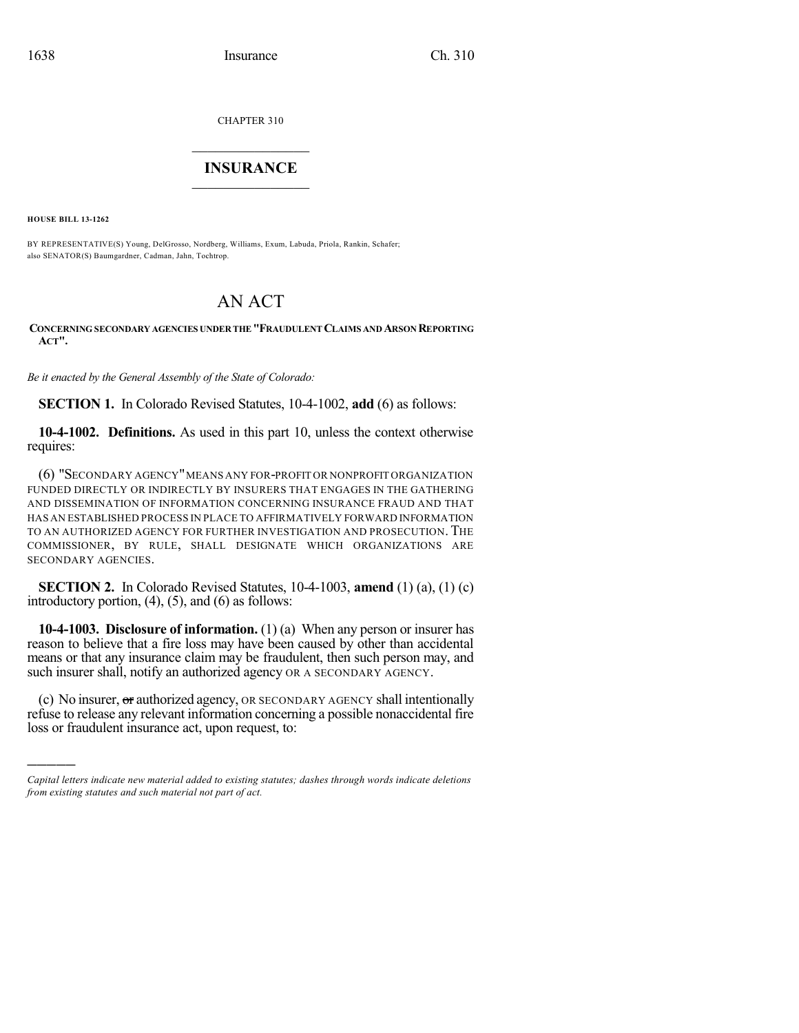CHAPTER 310

# INSURANCE

**HOUSE BILL 13-1262**

BY REPRESENTATIVE(S) Young, DelGrosso, Nordberg, Williams, Exum, Labuda, Priola, Rankin, Schafer; also SENATOR(S) Baumgardner, Cadman, Jahn, Tochtrop.

# AN ACT

**CONCERNING SECONDARY AGENCIES UNDER THE "FRAUDULENT CLAIMS AND ARSON REPORTING ACT".**

*Be it enacted by the General Assembly of the State of Colorado:*

**SECTION 1.** In Colorado Revised Statutes, 10-4-1002, **add** (6) as follows:

**10-4-1002. Definitions.** As used in this part 10, unless the context otherwise requires:

(6) "SECONDARY AGENCY" MEANS ANY FOR-PROFIT OR NONPROFIT ORGANIZATION FUNDED DIRECTLY OR INDIRECTLY BY INSURERS THAT ENGAGES IN THE GATHERING AND DISSEMINATION OF INFORMATION CONCERNING INSURANCE FRAUD AND THAT HAS AN ESTABLISHED PROCESS IN PLACE TO AFFIRMATIVELY FORWARD INFORMATION TO AN AUTHORIZED AGENCY FOR FURTHER INVESTIGATION AND PROSECUTION. THE COMMISSIONER, BY RULE, SHALL DESIGNATE WHICH ORGANIZATIONS ARE SECONDARY AGENCIES.

**SECTION 2.** In Colorado Revised Statutes, 10-4-1003, **amend** (1) (a), (1) (c) introductory portion, (4), (5), and (6) as follows:

**10-4-1003. Disclosure of information.** (1) (a) When any person or insurer has reason to believe that a fire loss may have been caused by other than accidental means or that any insurance claim may be fraudulent, then such person may, and such insurer shall, notify an authorized agency OR A SECONDARY AGENCY.

(c) No insurer, ~~or~~ authorized agency, OR SECONDARY AGENCY shall intentionally refuse to release any relevant information concerning a possible nonaccidental fire loss or fraudulent insurance act, upon request, to:

---

*Capital letters indicate new material added to existing statutes; dashes through words indicate deletions from existing statutes and such material not part of act.*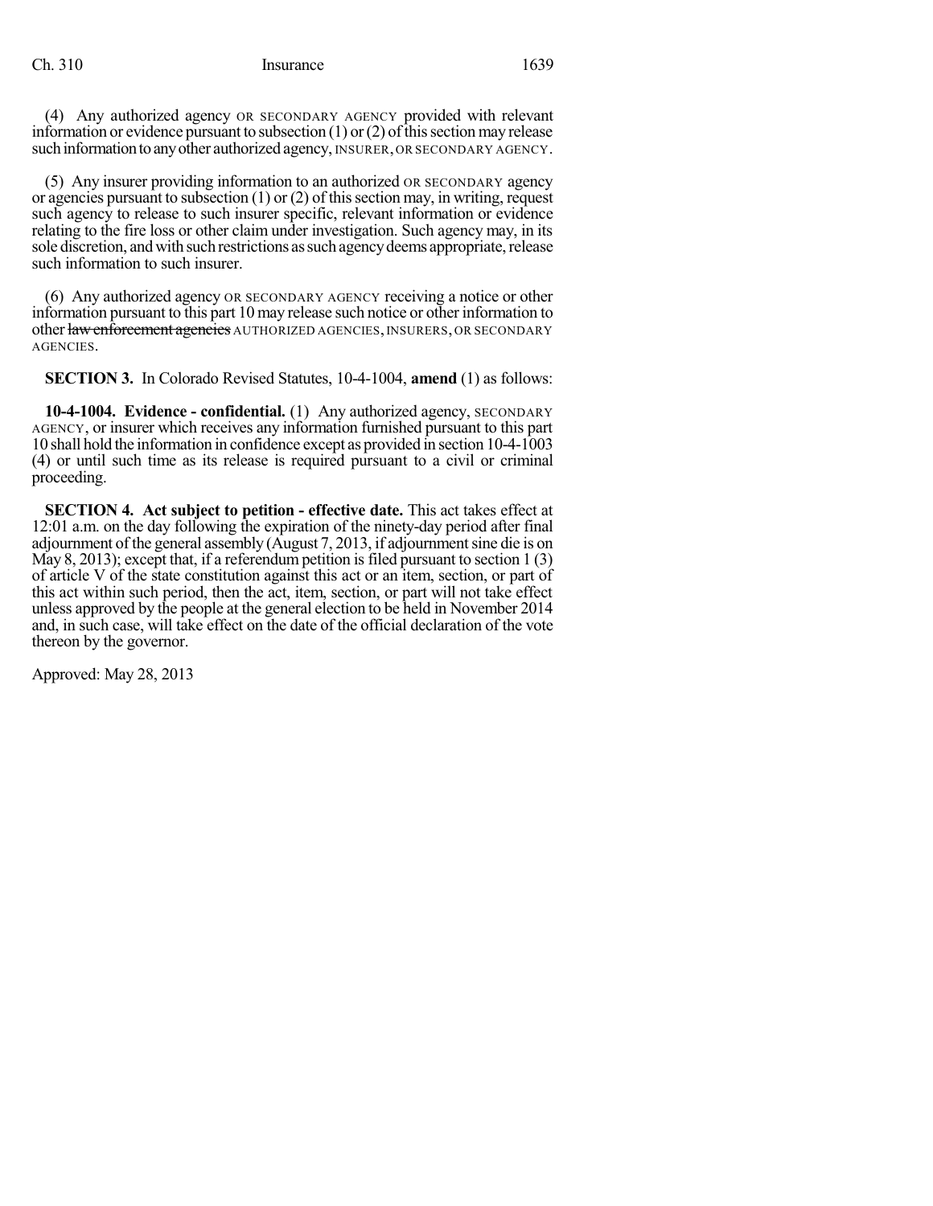(4) Any authorized agency OR SECONDARY AGENCY provided with relevant information or evidence pursuant to subsection (1) or (2) of this section may release such information to any other authorized agency, INSURER, OR SECONDARY AGENCY.

(5) Any insurer providing information to an authorized OR SECONDARY agency or agencies pursuant to subsection (1) or (2) of this section may, in writing, request such agency to release to such insurer specific, relevant information or evidence relating to the fire loss or other claim under investigation. Such agency may, in its sole discretion, and with such restrictions as such agency deems appropriate, release such information to such insurer.

(6) Any authorized agency OR SECONDARY AGENCY receiving a notice or other information pursuant to this part 10 may release such notice or other information to other ~~law enforcement agencies~~ AUTHORIZED AGENCIES, INSURERS, OR SECONDARY AGENCIES.

**SECTION 3.** In Colorado Revised Statutes, 10-4-1004, **amend** (1) as follows:

**10-4-1004. Evidence - confidential.** (1) Any authorized agency, SECONDARY AGENCY, or insurer which receives any information furnished pursuant to this part 10 shall hold the information in confidence except as provided in section 10-4-1003 (4) or until such time as its release is required pursuant to a civil or criminal proceeding.

**SECTION 4. Act subject to petition - effective date.** This act takes effect at 12:01 a.m. on the day following the expiration of the ninety-day period after final adjournment of the general assembly (August 7, 2013, if adjournment sine die is on May 8, 2013); except that, if a referendum petition is filed pursuant to section 1 (3) of article V of the state constitution against this act or an item, section, or part of this act within such period, then the act, item, section, or part will not take effect unless approved by the people at the general election to be held in November 2014 and, in such case, will take effect on the date of the official declaration of the vote thereon by the governor.

Approved: May 28, 2013